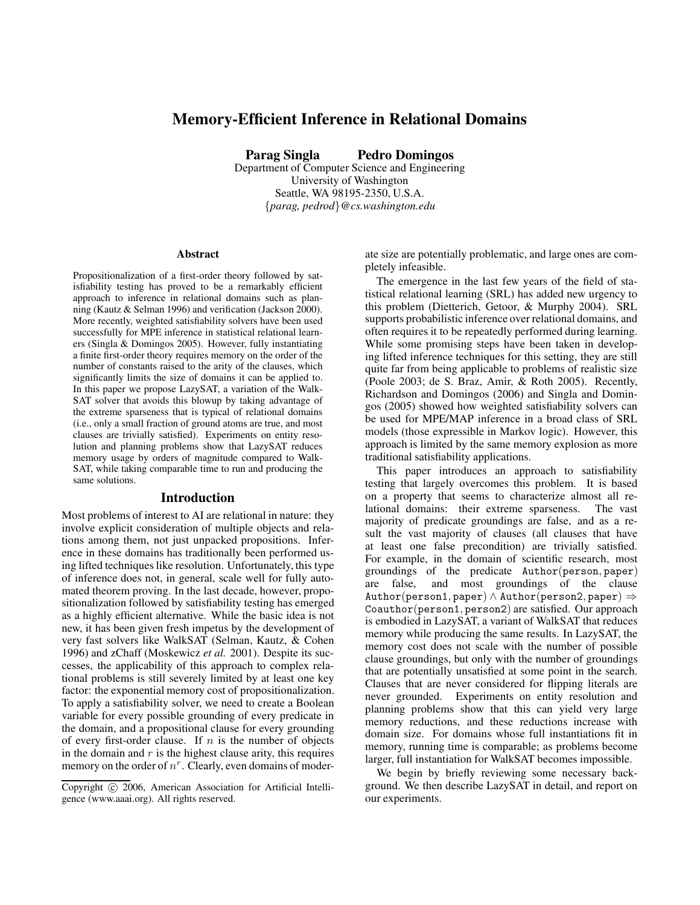# Memory-Efficient Inference in Relational Domains

**Parag Singla    Pedro Domingos**

Department of Computer Science and Engineering
University of Washington
Seattle, WA 98195-2350, U.S.A.
{*parag, pedrod*}*@cs.washington.edu*

### Abstract

Propositionalization of a first-order theory followed by satisfiability testing has proved to be a remarkably efficient approach to inference in relational domains such as planning (Kautz & Selman 1996) and verification (Jackson 2000). More recently, weighted satisfiability solvers have been used successfully for MPE inference in statistical relational learners (Singla & Domingos 2005). However, fully instantiating a finite first-order theory requires memory on the order of the number of constants raised to the arity of the clauses, which significantly limits the size of domains it can be applied to. In this paper we propose LazySAT, a variation of the WalkSAT solver that avoids this blowup by taking advantage of the extreme sparseness that is typical of relational domains (i.e., only a small fraction of ground atoms are true, and most clauses are trivially satisfied). Experiments on entity resolution and planning problems show that LazySAT reduces memory usage by orders of magnitude compared to WalkSAT, while taking comparable time to run and producing the same solutions.

## Introduction

Most problems of interest to AI are relational in nature: they involve explicit consideration of multiple objects and relations among them, not just unpacked propositions. Inference in these domains has traditionally been performed using lifted techniques like resolution. Unfortunately, this type of inference does not, in general, scale well for fully automated theorem proving. In the last decade, however, propositionalization followed by satisfiability testing has emerged as a highly efficient alternative. While the basic idea is not new, it has been given fresh impetus by the development of very fast solvers like WalkSAT (Selman, Kautz, & Cohen 1996) and zChaff (Moskewicz *et al.* 2001). Despite its successes, the applicability of this approach to complex relational problems is still severely limited by at least one key factor: the exponential memory cost of propositionalization. To apply a satisfiability solver, we need to create a Boolean variable for every possible grounding of every predicate in the domain, and a propositional clause for every grounding of every first-order clause. If $n$ is the number of objects in the domain and $r$ is the highest clause arity, this requires memory on the order of $n^r$. Clearly, even domains of moderate size are potentially problematic, and large ones are completely infeasible.

The emergence in the last few years of the field of statistical relational learning (SRL) has added new urgency to this problem (Dietterich, Getoor, & Murphy 2004). SRL supports probabilistic inference over relational domains, and often requires it to be repeatedly performed during learning. While some promising steps have been taken in developing lifted inference techniques for this setting, they are still quite far from being applicable to problems of realistic size (Poole 2003; de S. Braz, Amir, & Roth 2005). Recently, Richardson and Domingos (2006) and Singla and Domingos (2005) showed how weighted satisfiability solvers can be used for MPE/MAP inference in a broad class of SRL models (those expressible in Markov logic). However, this approach is limited by the same memory explosion as more traditional satisfiability applications.

This paper introduces an approach to satisfiability testing that largely overcomes this problem. It is based on a property that seems to characterize almost all relational domains: their extreme sparseness. The vast majority of predicate groundings are false, and as a result the vast majority of clauses (all clauses that have at least one false precondition) are trivially satisfied. For example, in the domain of scientific research, most groundings of the predicate $\mathtt{Author(person, paper)}$ are false, and most groundings of the clause $\mathtt{Author(person1, paper)} \wedge \mathtt{Author(person2, paper)} \Rightarrow \mathtt{Coauthor(person1, person2)}$ are satisfied. Our approach is embodied in LazySAT, a variant of WalkSAT that reduces memory while producing the same results. In LazySAT, the memory cost does not scale with the number of possible clause groundings, but only with the number of groundings that are potentially unsatisfied at some point in the search. Clauses that are never considered for flipping literals are never grounded. Experiments on entity resolution and planning problems show that this can yield very large memory reductions, and these reductions increase with domain size. For domains whose full instantiations fit in memory, running time is comparable; as problems become larger, full instantiation for WalkSAT becomes impossible.

We begin by briefly reviewing some necessary background. We then describe LazySAT in detail, and report on our experiments.

Copyright © 2006, American Association for Artificial Intelligence (www.aaai.org). All rights reserved.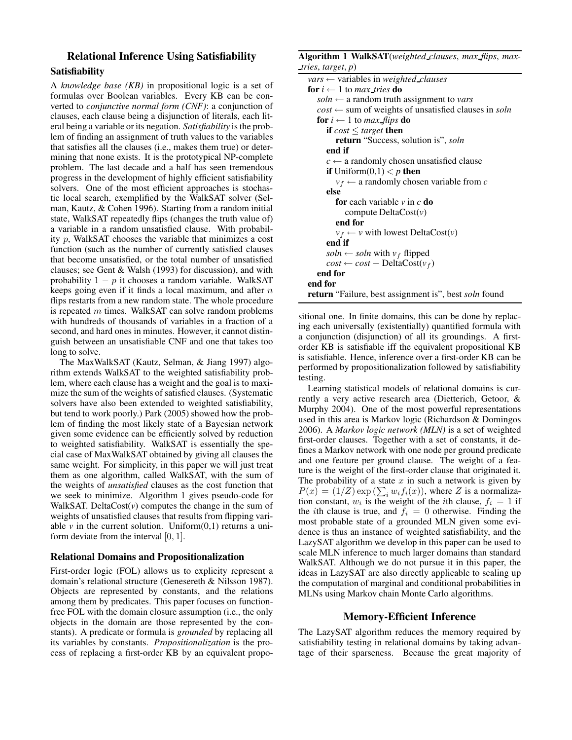## Relational Inference Using Satisfiability

### Satisfiability

A *knowledge base (KB)* in propositional logic is a set of formulas over Boolean variables. Every KB can be converted to *conjunctive normal form (CNF)*: a conjunction of clauses, each clause being a disjunction of literals, each literal being a variable or its negation. *Satisfiability* is the problem of finding an assignment of truth values to the variables that satisfies all the clauses (i.e., makes them true) or determining that none exists. It is the prototypical NP-complete problem. The last decade and a half has seen tremendous progress in the development of highly efficient satisfiability solvers. One of the most efficient approaches is stochastic local search, exemplified by the WalkSAT solver (Selman, Kautz, & Cohen 1996). Starting from a random initial state, WalkSAT repeatedly flips (changes the truth value of) a variable in a random unsatisfied clause. With probability $p$, WalkSAT chooses the variable that minimizes a cost function (such as the number of currently satisfied clauses that become unsatisfied, or the total number of unsatisfied clauses; see Gent & Walsh (1993) for discussion), and with probability $1 - p$ it chooses a random variable. WalkSAT keeps going even if it finds a local maximum, and after $n$ flips restarts from a new random state. The whole procedure is repeated $m$ times. WalkSAT can solve random problems with hundreds of thousands of variables in a fraction of a second, and hard ones in minutes. However, it cannot distinguish between an unsatisfiable CNF and one that takes too long to solve.

The MaxWalkSAT (Kautz, Selman, & Jiang 1997) algorithm extends WalkSAT to the weighted satisfiability problem, where each clause has a weight and the goal is to maximize the sum of the weights of satisfied clauses. (Systematic solvers have also been extended to weighted satisfiability, but tend to work poorly.) Park (2005) showed how the problem of finding the most likely state of a Bayesian network given some evidence can be efficiently solved by reduction to weighted satisfiability. WalkSAT is essentially the special case of MaxWalkSAT obtained by giving all clauses the same weight. For simplicity, in this paper we will just treat them as one algorithm, called WalkSAT, with the sum of the weights of *unsatisfied* clauses as the cost function that we seek to minimize. Algorithm 1 gives pseudo-code for WalkSAT. DeltaCost(*v*) computes the change in the sum of weights of unsatisfied clauses that results from flipping variable *v* in the current solution. Uniform(0,1) returns a uniform deviate from the interval $[0, 1]$.

**Algorithm 1 WalkSAT**(*weighted_clauses*, *max_flips*, *max_tries*, *target*, *p*)

```
vars ← variables in weighted_clauses
for i ← 1 to max_tries do
  soln ← a random truth assignment to vars
  cost ← sum of weights of unsatisfied clauses in soln
  for i ← 1 to max_flips do
    if cost ≤ target then
      return "Success, solution is", soln
    end if
    c ← a randomly chosen unsatisfied clause
    if Uniform(0,1) < p then
      v_f ← a randomly chosen variable from c
    else
      for each variable v in c do
        compute DeltaCost(v)
      end for
      v_f ← v with lowest DeltaCost(v)
    end if
    soln ← soln with v_f flipped
    cost ← cost + DeltaCost(v_f)
  end for
end for
return "Failure, best assignment is", best soln found
```

### Relational Domains and Propositionalization

First-order logic (FOL) allows us to explicitly represent a domain's relational structure (Genesereth & Nilsson 1987). Objects are represented by constants, and the relations among them by predicates. This paper focuses on function-free FOL with the domain closure assumption (i.e., the only objects in the domain are those represented by the constants). A predicate or formula is *grounded* by replacing all its variables by constants. *Propositionalization* is the process of replacing a first-order KB by an equivalent propositional one. In finite domains, this can be done by replacing each universally (existentially) quantified formula with a conjunction (disjunction) of all its groundings. A first-order KB is satisfiable iff the equivalent propositional KB is satisfiable. Hence, inference over a first-order KB can be performed by propositionalization followed by satisfiability testing.

Learning statistical models of relational domains is currently a very active research area (Dietterich, Getoor, & Murphy 2004). One of the most powerful representations used in this area is Markov logic (Richardson & Domingos 2006). A *Markov logic network (MLN)* is a set of weighted first-order clauses. Together with a set of constants, it defines a Markov network with one node per ground predicate and one feature per ground clause. The weight of a feature is the weight of the first-order clause that originated it. The probability of a state $x$ in such a network is given by $P(x) = (1/Z) \exp\left(\sum_i w_i f_i(x)\right)$, where $Z$ is a normalization constant, $w_i$ is the weight of the $i$th clause, $f_i = 1$ if the $i$th clause is true, and $f_i = 0$ otherwise. Finding the most probable state of a grounded MLN given some evidence is thus an instance of weighted satisfiability, and the LazySAT algorithm we develop in this paper can be used to scale MLN inference to much larger domains than standard WalkSAT. Although we do not pursue it in this paper, the ideas in LazySAT are also directly applicable to scaling up the computation of marginal and conditional probabilities in MLNs using Markov chain Monte Carlo algorithms.

## Memory-Efficient Inference

The LazySAT algorithm reduces the memory required by satisfiability testing in relational domains by taking advantage of their sparseness. Because the great majority of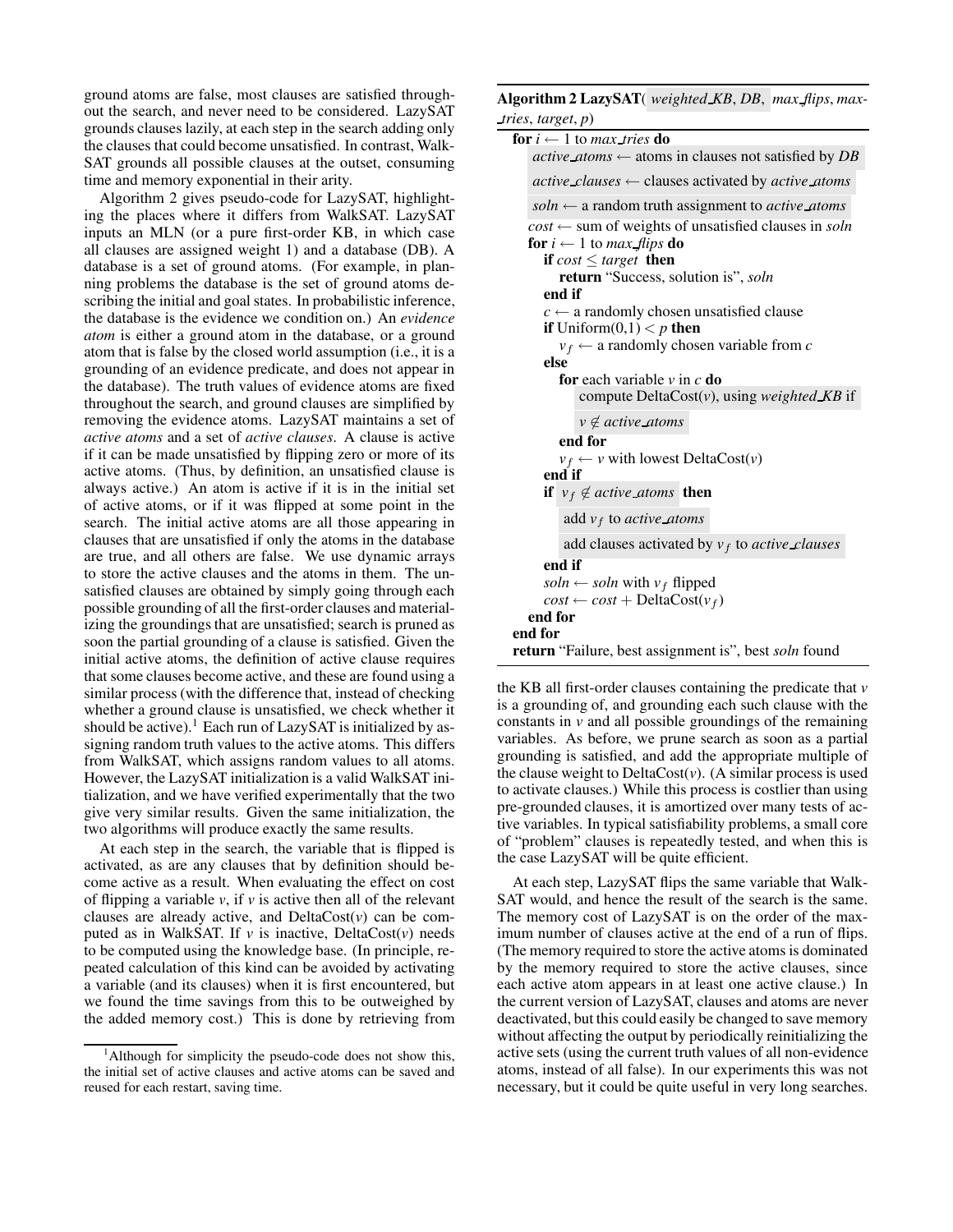ground atoms are false, most clauses are satisfied throughout the search, and never need to be considered. LazySAT grounds clauses lazily, at each step in the search adding only the clauses that could become unsatisfied. In contrast, WalkSAT grounds all possible clauses at the outset, consuming time and memory exponential in their arity.

Algorithm 2 gives pseudo-code for LazySAT, highlighting the places where it differs from WalkSAT. LazySAT inputs an MLN (or a pure first-order KB, in which case all clauses are assigned weight 1) and a database (DB). A database is a set of ground atoms. (For example, in planning problems the database is the set of ground atoms describing the initial and goal states. In probabilistic inference, the database is the evidence we condition on.) An *evidence atom* is either a ground atom in the database, or a ground atom that is false by the closed world assumption (i.e., it is a grounding of an evidence predicate, and does not appear in the database). The truth values of evidence atoms are fixed throughout the search, and ground clauses are simplified by removing the evidence atoms. LazySAT maintains a set of *active atoms* and a set of *active clauses*. A clause is active if it can be made unsatisfied by flipping zero or more of its active atoms. (Thus, by definition, an unsatisfied clause is always active.) An atom is active if it is in the initial set of active atoms, or if it was flipped at some point in the search. The initial active atoms are all those appearing in clauses that are unsatisfied if only the atoms in the database are true, and all others are false. We use dynamic arrays to store the active clauses and the atoms in them. The unsatisfied clauses are obtained by simply going through each possible grounding of all the first-order clauses and materializing the groundings that are unsatisfied; search is pruned as soon as the partial grounding of a clause is satisfied. Given the initial active atoms, the definition of active clause requires that some clauses become active, and these are found using a similar process (with the difference that, instead of checking whether a ground clause is unsatisfied, we check whether it should be active).[1] Each run of LazySAT is initialized by assigning random truth values to the active atoms. This differs from WalkSAT, which assigns random values to all atoms. However, the LazySAT initialization is a valid WalkSAT initialization, and we have verified experimentally that the two give very similar results. Given the same initialization, the two algorithms will produce exactly the same results.

At each step in the search, the variable that is flipped is activated, as are any clauses that by definition should become active as a result. When evaluating the effect on cost of flipping a variable $v$, if $v$ is active then all of the relevant clauses are already active, and DeltaCost($v$) can be computed as in WalkSAT. If $v$ is inactive, DeltaCost($v$) needs to be computed using the knowledge base. (In principle, repeated calculation of this kind can be avoided by activating a variable (and its clauses) when it is first encountered, but we found the time savings from this to be outweighed by the added memory cost.) This is done by retrieving from the KB all first-order clauses containing the predicate that $v$ is a grounding of, and grounding each such clause with the constants in $v$ and all possible groundings of the remaining variables. As before, we prune search as soon as a partial grounding is satisfied, and add the appropriate multiple of the clause weight to DeltaCost($v$). (A similar process is used to activate clauses.) While this process is costlier than using pre-grounded clauses, it is amortized over many tests of active variables. In typical satisfiability problems, a small core of "problem" clauses is repeatedly tested, and when this is the case LazySAT will be quite efficient.

**Algorithm 2** **LazySAT**( *weighted_KB*, *DB*, *max_flips*, *max_tries*, *target*, *p*)

```
for i ← 1 to max_tries do
    active_atoms ← atoms in clauses not satisfied by DB
    active_clauses ← clauses activated by active_atoms
    soln ← a random truth assignment to active_atoms
    cost ← sum of weights of unsatisfied clauses in soln
    for i ← 1 to max_flips do
        if cost ≤ target then
            return "Success, solution is", soln
        end if
        c ← a randomly chosen unsatisfied clause
        if Uniform(0,1) < p then
            v_f ← a randomly chosen variable from c
        else
            for each variable v in c do
                compute DeltaCost(v), using weighted_KB if
                v ∉ active_atoms
            end for
            v_f ← v with lowest DeltaCost(v)
        end if
        if v_f ∉ active_atoms then
            add v_f to active_atoms
            add clauses activated by v_f to active_clauses
        end if
        soln ← soln with v_f flipped
        cost ← cost + DeltaCost(v_f)
    end for
end for
return "Failure, best assignment is", best soln found
```

At each step, LazySAT flips the same variable that WalkSAT would, and hence the result of the search is the same. The memory cost of LazySAT is on the order of the maximum number of clauses active at the end of a run of flips. (The memory required to store the active atoms is dominated by the memory required to store the active clauses, since each active atom appears in at least one active clause.) In the current version of LazySAT, clauses and atoms are never deactivated, but this could easily be changed to save memory without affecting the output by periodically reinitializing the active sets (using the current truth values of all non-evidence atoms, instead of all false). In our experiments this was not necessary, but it could be quite useful in very long searches.

[1] Although for simplicity the pseudo-code does not show this, the initial set of active clauses and active atoms can be saved and reused for each restart, saving time.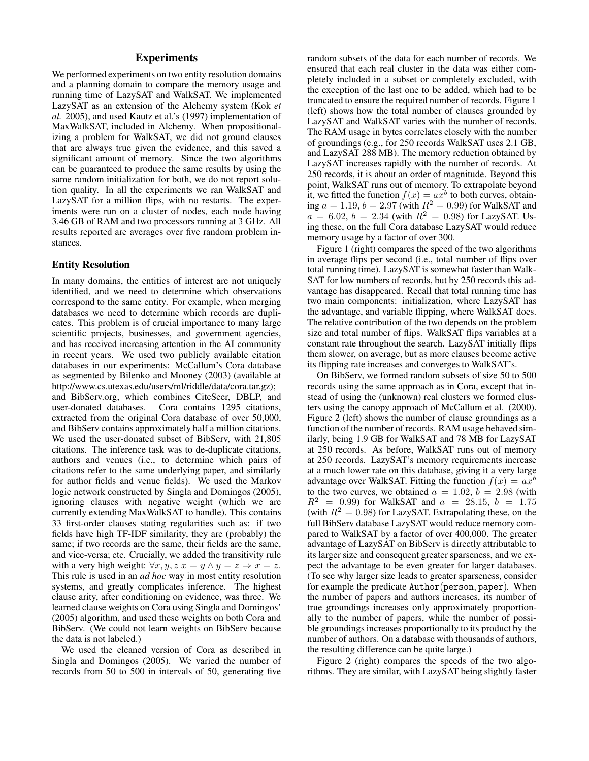## Experiments

We performed experiments on two entity resolution domains and a planning domain to compare the memory usage and running time of LazySAT and WalkSAT. We implemented LazySAT as an extension of the Alchemy system (Kok *et al.* 2005), and used Kautz et al.'s (1997) implementation of MaxWalkSAT, included in Alchemy. When propositionalizing a problem for WalkSAT, we did not ground clauses that are always true given the evidence, and this saved a significant amount of memory. Since the two algorithms can be guaranteed to produce the same results by using the same random initialization for both, we do not report solution quality. In all the experiments we ran WalkSAT and LazySAT for a million flips, with no restarts. The experiments were run on a cluster of nodes, each node having 3.46 GB of RAM and two processors running at 3 GHz. All results reported are averages over five random problem instances.

### Entity Resolution

In many domains, the entities of interest are not uniquely identified, and we need to determine which observations correspond to the same entity. For example, when merging databases we need to determine which records are duplicates. This problem is of crucial importance to many large scientific projects, businesses, and government agencies, and has received increasing attention in the AI community in recent years. We used two publicly available citation databases in our experiments: McCallum's Cora database as segmented by Bilenko and Mooney (2003) (available at http://www.cs.utexas.edu/users/ml/riddle/data/cora.tar.gz); and BibServ.org, which combines CiteSeer, DBLP, and user-donated databases. Cora contains 1295 citations, extracted from the original Cora database of over 50,000, and BibServ contains approximately half a million citations. We used the user-donated subset of BibServ, with 21,805 citations. The inference task was to de-duplicate citations, authors and venues (i.e., to determine which pairs of citations refer to the same underlying paper, and similarly for author fields and venue fields). We used the Markov logic network constructed by Singla and Domingos (2005), ignoring clauses with negative weight (which we are currently extending MaxWalkSAT to handle). This contains 33 first-order clauses stating regularities such as: if two fields have high TF-IDF similarity, they are (probably) the same; if two records are the same, their fields are the same, and vice-versa; etc. Crucially, we added the transitivity rule with a very high weight: $\forall x, y, z \; x = y \wedge y = z \Rightarrow x = z$. This rule is used in an *ad hoc* way in most entity resolution systems, and greatly complicates inference. The highest clause arity, after conditioning on evidence, was three. We learned clause weights on Cora using Singla and Domingos' (2005) algorithm, and used these weights on both Cora and BibServ. (We could not learn weights on BibServ because the data is not labeled.)

We used the cleaned version of Cora as described in Singla and Domingos (2005). We varied the number of records from 50 to 500 in intervals of 50, generating five random subsets of the data for each number of records. We ensured that each real cluster in the data was either completely included in a subset or completely excluded, with the exception of the last one to be added, which had to be truncated to ensure the required number of records. Figure 1 (left) shows how the total number of clauses grounded by LazySAT and WalkSAT varies with the number of records. The RAM usage in bytes correlates closely with the number of groundings (e.g., for 250 records WalkSAT uses 2.1 GB, and LazySAT 288 MB). The memory reduction obtained by LazySAT increases rapidly with the number of records. At 250 records, it is about an order of magnitude. Beyond this point, WalkSAT runs out of memory. To extrapolate beyond it, we fitted the function $f(x) = ax^b$ to both curves, obtaining $a = 1.19$, $b = 2.97$ (with $R^2 = 0.99$) for WalkSAT and $a = 6.02$, $b = 2.34$ (with $R^2 = 0.98$) for LazySAT. Using these, on the full Cora database LazySAT would reduce memory usage by a factor of over 300.

Figure 1 (right) compares the speed of the two algorithms in average flips per second (i.e., total number of flips over total running time). LazySAT is somewhat faster than WalkSAT for low numbers of records, but by 250 records this advantage has disappeared. Recall that total running time has two main components: initialization, where LazySAT has the advantage, and variable flipping, where WalkSAT does. The relative contribution of the two depends on the problem size and total number of flips. WalkSAT flips variables at a constant rate throughout the search. LazySAT initially flips them slower, on average, but as more clauses become active its flipping rate increases and converges to WalkSAT's.

On BibServ, we formed random subsets of size 50 to 500 records using the same approach as in Cora, except that instead of using the (unknown) real clusters we formed clusters using the canopy approach of McCallum et al. (2000). Figure 2 (left) shows the number of clause groundings as a function of the number of records. RAM usage behaved similarly, being 1.9 GB for WalkSAT and 78 MB for LazySAT at 250 records. As before, WalkSAT runs out of memory at 250 records. LazySAT's memory requirements increase at a much lower rate on this database, giving it a very large advantage over WalkSAT. Fitting the function $f(x) = ax^b$ to the two curves, we obtained $a = 1.02$, $b = 2.98$ (with $R^2 = 0.99$) for WalkSAT and $a = 28.15$, $b = 1.75$ (with $R^2 = 0.98$) for LazySAT. Extrapolating these, on the full BibServ database LazySAT would reduce memory compared to WalkSAT by a factor of over 400,000. The greater advantage of LazySAT on BibServ is directly attributable to its larger size and consequent greater sparseness, and we expect the advantage to be even greater for larger databases. (To see why larger size leads to greater sparseness, consider for example the predicate Author(person, paper). When the number of papers and authors increases, its number of true groundings increases only approximately proportionally to the number of papers, while the number of possible groundings increases proportionally to its product by the number of authors. On a database with thousands of authors, the resulting difference can be quite large.)

Figure 2 (right) compares the speeds of the two algorithms. They are similar, with LazySAT being slightly faster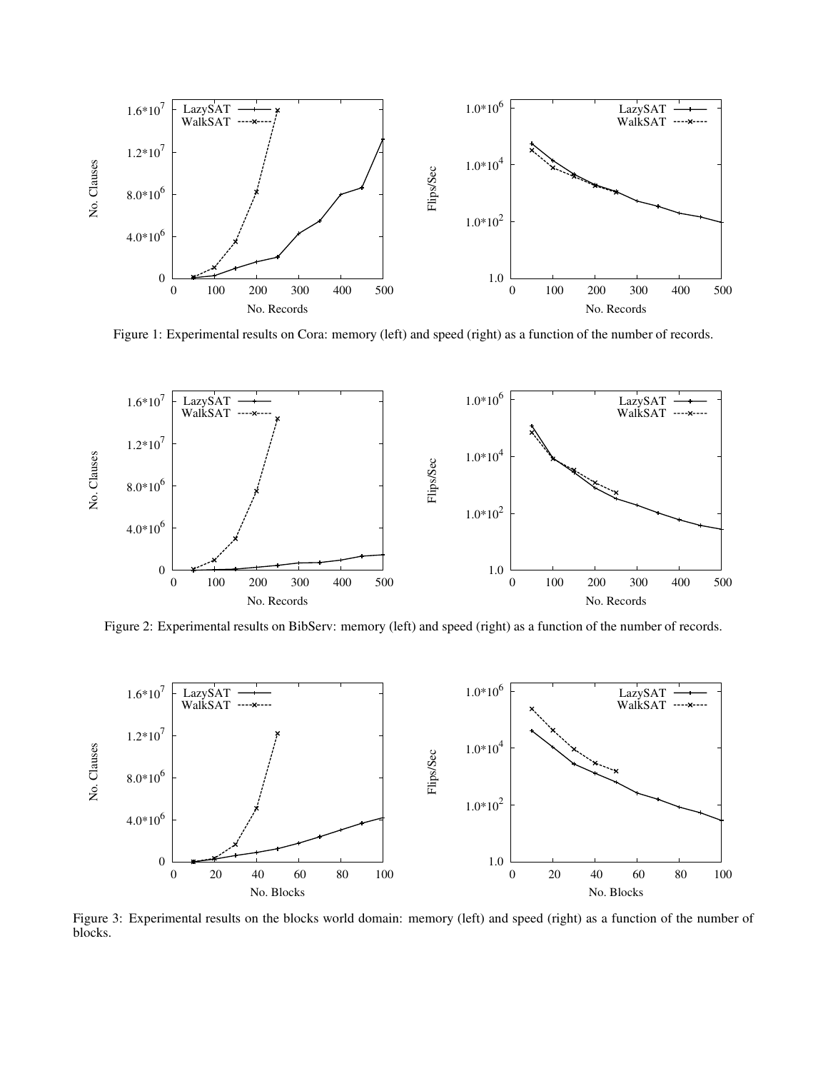Figure 1: Experimental results on Cora: memory (left) and speed (right) as a function of the number of records.

Figure 2: Experimental results on BibServ: memory (left) and speed (right) as a function of the number of records.

Figure 3: Experimental results on the blocks world domain: memory (left) and speed (right) as a function of the number of blocks.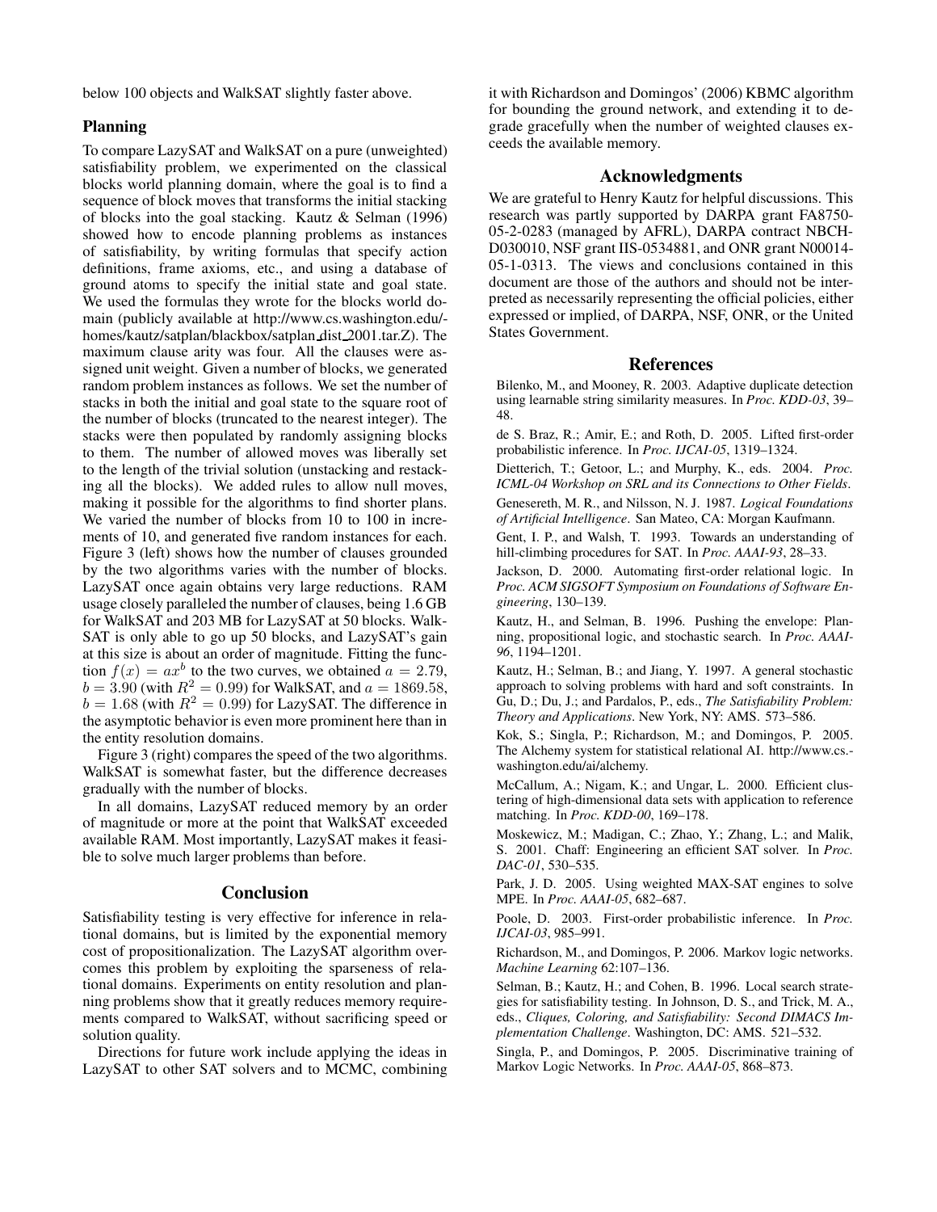below 100 objects and WalkSAT slightly faster above.

### Planning

To compare LazySAT and WalkSAT on a pure (unweighted) satisfiability problem, we experimented on the classical blocks world planning domain, where the goal is to find a sequence of block moves that transforms the initial stacking of blocks into the goal stacking. Kautz & Selman (1996) showed how to encode planning problems as instances of satisfiability, by writing formulas that specify action definitions, frame axioms, etc., and using a database of ground atoms to specify the initial state and goal state. We used the formulas they wrote for the blocks world domain (publicly available at http://www.cs.washington.edu/-homes/kautz/satplan/blackbox/satplan_dist_2001.tar.Z). The maximum clause arity was four. All the clauses were assigned unit weight. Given a number of blocks, we generated random problem instances as follows. We set the number of stacks in both the initial and goal state to the square root of the number of blocks (truncated to the nearest integer). The stacks were then populated by randomly assigning blocks to them. The number of allowed moves was liberally set to the length of the trivial solution (unstacking and restacking all the blocks). We added rules to allow null moves, making it possible for the algorithms to find shorter plans. We varied the number of blocks from 10 to 100 in increments of 10, and generated five random instances for each. Figure 3 (left) shows how the number of clauses grounded by the two algorithms varies with the number of blocks. LazySAT once again obtains very large reductions. RAM usage closely paralleled the number of clauses, being 1.6 GB for WalkSAT and 203 MB for LazySAT at 50 blocks. WalkSAT is only able to go up 50 blocks, and LazySAT's gain at this size is about an order of magnitude. Fitting the function $f(x) = ax^b$ to the two curves, we obtained $a = 2.79$, $b = 3.90$ (with $R^2 = 0.99$) for WalkSAT, and $a = 1869.58$, $b = 1.68$ (with $R^2 = 0.99$) for LazySAT. The difference in the asymptotic behavior is even more prominent here than in the entity resolution domains.

Figure 3 (right) compares the speed of the two algorithms. WalkSAT is somewhat faster, but the difference decreases gradually with the number of blocks.

In all domains, LazySAT reduced memory by an order of magnitude or more at the point that WalkSAT exceeded available RAM. Most importantly, LazySAT makes it feasible to solve much larger problems than before.

## Conclusion

Satisfiability testing is very effective for inference in relational domains, but is limited by the exponential memory cost of propositionalization. The LazySAT algorithm overcomes this problem by exploiting the sparseness of relational domains. Experiments on entity resolution and planning problems show that it greatly reduces memory requirements compared to WalkSAT, without sacrificing speed or solution quality.

Directions for future work include applying the ideas in LazySAT to other SAT solvers and to MCMC, combining it with Richardson and Domingos' (2006) KBMC algorithm for bounding the ground network, and extending it to degrade gracefully when the number of weighted clauses exceeds the available memory.

## Acknowledgments

We are grateful to Henry Kautz for helpful discussions. This research was partly supported by DARPA grant FA8750-05-2-0283 (managed by AFRL), DARPA contract NBCH-D030010, NSF grant IIS-0534881, and ONR grant N00014-05-1-0313. The views and conclusions contained in this document are those of the authors and should not be interpreted as necessarily representing the official policies, either expressed or implied, of DARPA, NSF, ONR, or the United States Government.

## References

Bilenko, M., and Mooney, R. 2003. Adaptive duplicate detection using learnable string similarity measures. In *Proc. KDD-03*, 39–48.

de S. Braz, R.; Amir, E.; and Roth, D. 2005. Lifted first-order probabilistic inference. In *Proc. IJCAI-05*, 1319–1324.

Dietterich, T.; Getoor, L.; and Murphy, K., eds. 2004. *Proc. ICML-04 Workshop on SRL and its Connections to Other Fields*.

Genesereth, M. R., and Nilsson, N. J. 1987. *Logical Foundations of Artificial Intelligence*. San Mateo, CA: Morgan Kaufmann.

Gent, I. P., and Walsh, T. 1993. Towards an understanding of hill-climbing procedures for SAT. In *Proc. AAAI-93*, 28–33.

Jackson, D. 2000. Automating first-order relational logic. In *Proc. ACM SIGSOFT Symposium on Foundations of Software Engineering*, 130–139.

Kautz, H., and Selman, B. 1996. Pushing the envelope: Planning, propositional logic, and stochastic search. In *Proc. AAAI-96*, 1194–1201.

Kautz, H.; Selman, B.; and Jiang, Y. 1997. A general stochastic approach to solving problems with hard and soft constraints. In Gu, D.; Du, J.; and Pardalos, P., eds., *The Satisfiability Problem: Theory and Applications*. New York, NY: AMS. 573–586.

Kok, S.; Singla, P.; Richardson, M.; and Domingos, P. 2005. The Alchemy system for statistical relational AI. http://www.cs.-washington.edu/ai/alchemy.

McCallum, A.; Nigam, K.; and Ungar, L. 2000. Efficient clustering of high-dimensional data sets with application to reference matching. In *Proc. KDD-00*, 169–178.

Moskewicz, M.; Madigan, C.; Zhao, Y.; Zhang, L.; and Malik, S. 2001. Chaff: Engineering an efficient SAT solver. In *Proc. DAC-01*, 530–535.

Park, J. D. 2005. Using weighted MAX-SAT engines to solve MPE. In *Proc. AAAI-05*, 682–687.

Poole, D. 2003. First-order probabilistic inference. In *Proc. IJCAI-03*, 985–991.

Richardson, M., and Domingos, P. 2006. Markov logic networks. *Machine Learning* 62:107–136.

Selman, B.; Kautz, H.; and Cohen, B. 1996. Local search strategies for satisfiability testing. In Johnson, D. S., and Trick, M. A., eds., *Cliques, Coloring, and Satisfiability: Second DIMACS Implementation Challenge*. Washington, DC: AMS. 521–532.

Singla, P., and Domingos, P. 2005. Discriminative training of Markov Logic Networks. In *Proc. AAAI-05*, 868–873.